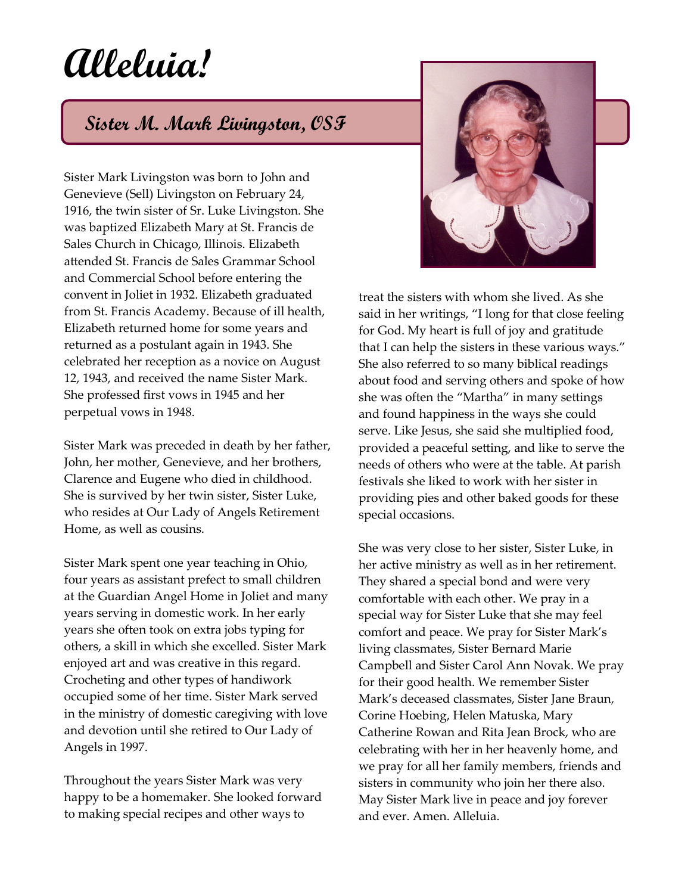# Alleluia!

## Sister M. Mark Livingston, OSF

Sister Mark Livingston was born to John and Genevieve (Sell) Livingston on February 24, 1916, the twin sister of Sr. Luke Livingston. She was baptized Elizabeth Mary at St. Francis de Sales Church in Chicago, Illinois. Elizabeth attended St. Francis de Sales Grammar School and Commercial School before entering the convent in Joliet in 1932. Elizabeth graduated from St. Francis Academy. Because of ill health, Elizabeth returned home for some years and returned as a postulant again in 1943. She celebrated her reception as a novice on August 12, 1943, and received the name Sister Mark. She professed first vows in 1945 and her perpetual vows in 1948.

Sister Mark was preceded in death by her father, John, her mother, Genevieve, and her brothers, Clarence and Eugene who died in childhood. She is survived by her twin sister, Sister Luke, who resides at Our Lady of Angels Retirement Home, as well as cousins.

Sister Mark spent one year teaching in Ohio, four years as assistant prefect to small children at the Guardian Angel Home in Joliet and many years serving in domestic work. In her early years she often took on extra jobs typing for others, a skill in which she excelled. Sister Mark enjoyed art and was creative in this regard. Crocheting and other types of handiwork occupied some of her time. Sister Mark served in the ministry of domestic caregiving with love and devotion until she retired to Our Lady of Angels in 1997.

Throughout the years Sister Mark was very happy to be a homemaker. She looked forward to making special recipes and other ways to treat the sisters with whom she lived. As she said in her writings, "I long for that close feeling for God. My heart is full of joy and gratitude that I can help the sisters in these various ways." She also referred to so many biblical readings about food and serving others and spoke of how she was often the "Martha" in many settings and found happiness in the ways she could serve. Like Jesus, she said she multiplied food, provided a peaceful setting, and like to serve the needs of others who were at the table. At parish festivals she liked to work with her sister in providing pies and other baked goods for these special occasions.

She was very close to her sister, Sister Luke, in her active ministry as well as in her retirement. They shared a special bond and were very comfortable with each other. We pray in a special way for Sister Luke that she may feel comfort and peace. We pray for Sister Mark's living classmates, Sister Bernard Marie Campbell and Sister Carol Ann Novak. We pray for their good health. We remember Sister Mark's deceased classmates, Sister Jane Braun, Corine Hoebing, Helen Matuska, Mary Catherine Rowan and Rita Jean Brock, who are celebrating with her in her heavenly home, and we pray for all her family members, friends and sisters in community who join her there also. May Sister Mark live in peace and joy forever and ever. Amen. Alleluia.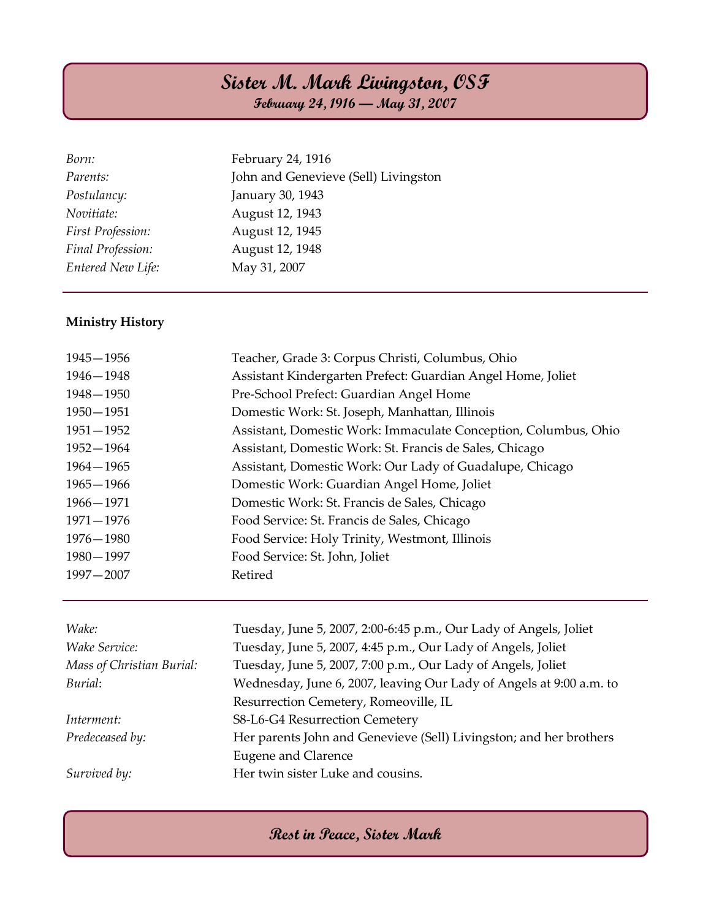# Sister M. Mark Livingston, OSF

**February 24, 1916 — May 31, 2007**

| | |
|---|---|
| *Born:* | February 24, 1916 |
| *Parents:* | John and Genevieve (Sell) Livingston |
| *Postulancy:* | January 30, 1943 |
| *Novitiate:* | August 12, 1943 |
| *First Profession:* | August 12, 1945 |
| *Final Profession:* | August 12, 1948 |
| *Entered New Life:* | May 31, 2007 |

---

**Ministry History**

| | |
|---|---|
| 1945—1956 | Teacher, Grade 3: Corpus Christi, Columbus, Ohio |
| 1946—1948 | Assistant Kindergarten Prefect: Guardian Angel Home, Joliet |
| 1948—1950 | Pre-School Prefect: Guardian Angel Home |
| 1950—1951 | Domestic Work: St. Joseph, Manhattan, Illinois |
| 1951—1952 | Assistant, Domestic Work: Immaculate Conception, Columbus, Ohio |
| 1952—1964 | Assistant, Domestic Work: St. Francis de Sales, Chicago |
| 1964—1965 | Assistant, Domestic Work: Our Lady of Guadalupe, Chicago |
| 1965—1966 | Domestic Work: Guardian Angel Home, Joliet |
| 1966—1971 | Domestic Work: St. Francis de Sales, Chicago |
| 1971—1976 | Food Service: St. Francis de Sales, Chicago |
| 1976—1980 | Food Service: Holy Trinity, Westmont, Illinois |
| 1980—1997 | Food Service: St. John, Joliet |
| 1997—2007 | Retired |

---

| | |
|---|---|
| *Wake:* | Tuesday, June 5, 2007, 2:00-6:45 p.m., Our Lady of Angels, Joliet |
| *Wake Service:* | Tuesday, June 5, 2007, 4:45 p.m., Our Lady of Angels, Joliet |
| *Mass of Christian Burial:* | Tuesday, June 5, 2007, 7:00 p.m., Our Lady of Angels, Joliet |
| *Burial:* | Wednesday, June 6, 2007, leaving Our Lady of Angels at 9:00 a.m. to Resurrection Cemetery, Romeoville, IL |
| *Interment:* | S8-L6-G4 Resurrection Cemetery |
| *Predeceased by:* | Her parents John and Genevieve (Sell) Livingston; and her brothers Eugene and Clarence |
| *Survived by:* | Her twin sister Luke and cousins. |

**Rest in Peace, Sister Mark**